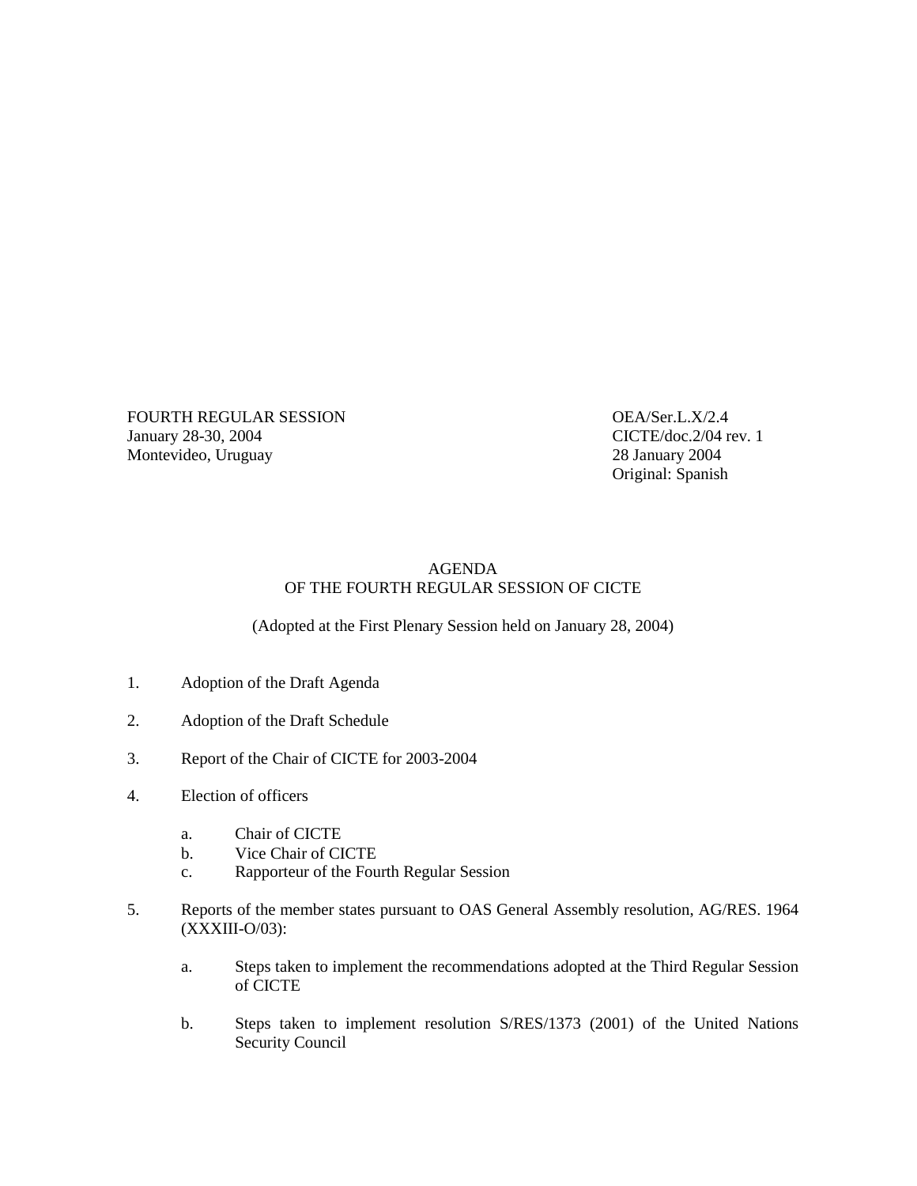FOURTH REGULAR SESSION
January 28-30, 2004
Montevideo, Uruguay

OEA/Ser.L.X/2.4
CICTE/doc.2/04 rev. 1
28 January 2004
Original: Spanish

# AGENDA
# OF THE FOURTH REGULAR SESSION OF CICTE

(Adopted at the First Plenary Session held on January 28, 2004)

1. Adoption of the Draft Agenda

2. Adoption of the Draft Schedule

3. Report of the Chair of CICTE for 2003-2004

4. Election of officers

   a. Chair of CICTE
   b. Vice Chair of CICTE
   c. Rapporteur of the Fourth Regular Session

5. Reports of the member states pursuant to OAS General Assembly resolution, AG/RES. 1964 (XXXIII-O/03):

   a. Steps taken to implement the recommendations adopted at the Third Regular Session of CICTE

   b. Steps taken to implement resolution S/RES/1373 (2001) of the United Nations Security Council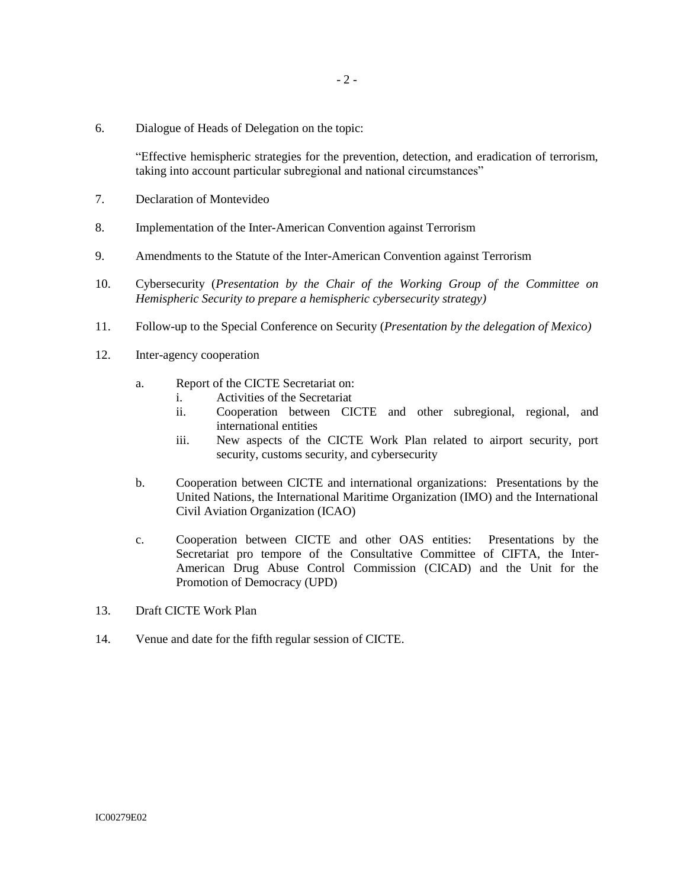6. Dialogue of Heads of Delegation on the topic:

   "Effective hemispheric strategies for the prevention, detection, and eradication of terrorism, taking into account particular subregional and national circumstances"

7. Declaration of Montevideo

8. Implementation of the Inter-American Convention against Terrorism

9. Amendments to the Statute of the Inter-American Convention against Terrorism

10. Cybersecurity (*Presentation by the Chair of the Working Group of the Committee on Hemispheric Security to prepare a hemispheric cybersecurity strategy)*

11. Follow-up to the Special Conference on Security (*Presentation by the delegation of Mexico)*

12. Inter-agency cooperation

    a. Report of the CICTE Secretariat on:
       i. Activities of the Secretariat
       ii. Cooperation between CICTE and other subregional, regional, and international entities
       iii. New aspects of the CICTE Work Plan related to airport security, port security, customs security, and cybersecurity

    b. Cooperation between CICTE and international organizations: Presentations by the United Nations, the International Maritime Organization (IMO) and the International Civil Aviation Organization (ICAO)

    c. Cooperation between CICTE and other OAS entities: Presentations by the Secretariat pro tempore of the Consultative Committee of CIFTA, the Inter-American Drug Abuse Control Commission (CICAD) and the Unit for the Promotion of Democracy (UPD)

13. Draft CICTE Work Plan

14. Venue and date for the fifth regular session of CICTE.

IC00279E02